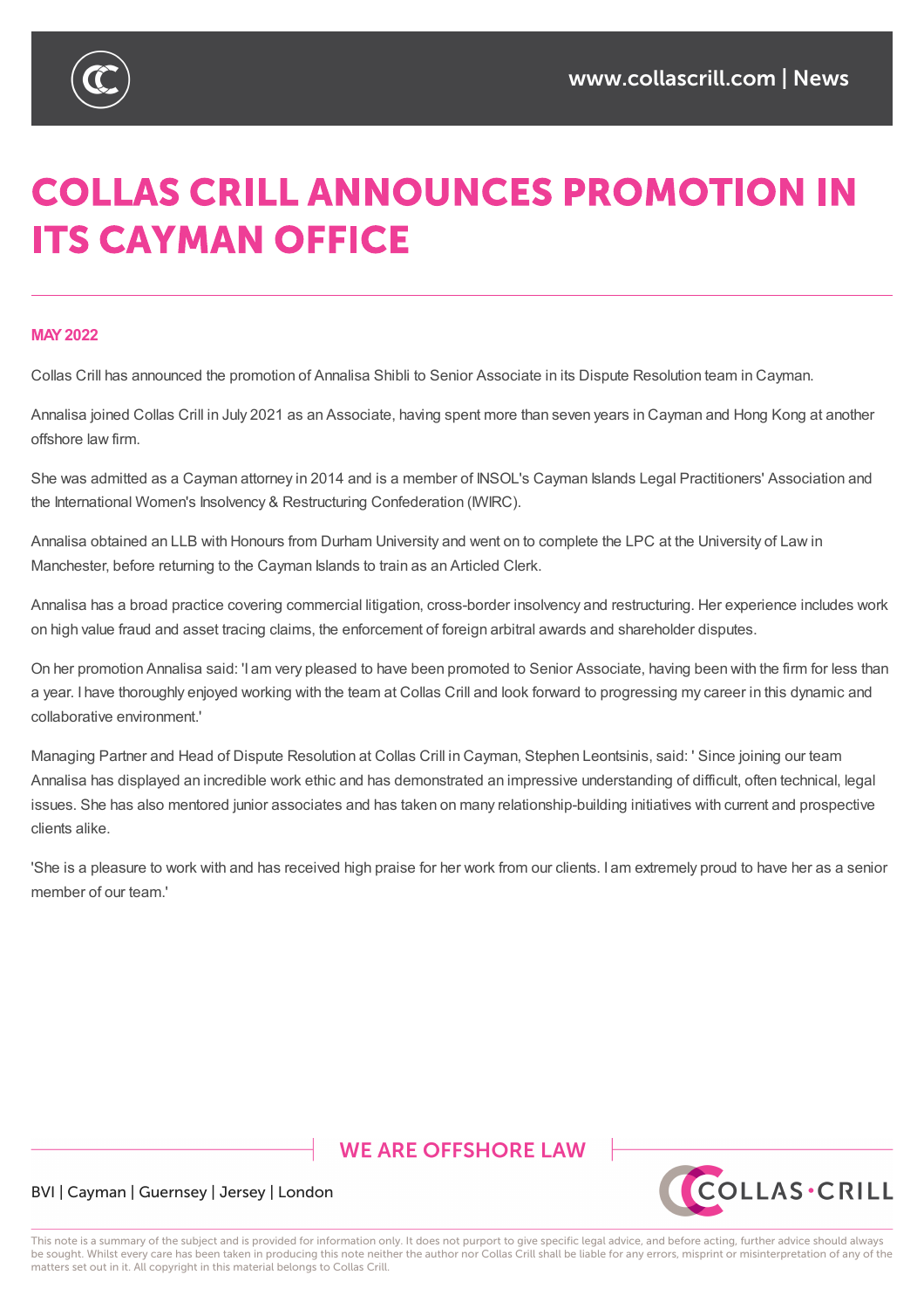# COLLAS CRILL ANNOUNCES PROMOTION IN ITS CAYMAN OFFICE

**MAY 2022**

Collas Crill has announced the promotion of Annalisa Shibli to Senior Associate in its Dispute Resolution team in Cayman.

Annalisa joined Collas Crill in July 2021 as an Associate, having spent more than seven years in Cayman and Hong Kong at another offshore law firm.

She was admitted as a Cayman attorney in 2014 and is a member of INSOL's Cayman Islands Legal Practitioners' Association and the International Women's Insolvency & Restructuring Confederation (IWIRC).

Annalisa obtained an LLB with Honours from Durham University and went on to complete the LPC at the University of Law in Manchester, before returning to the Cayman Islands to train as an Articled Clerk.

Annalisa has a broad practice covering commercial litigation, cross-border insolvency and restructuring. Her experience includes work on high value fraud and asset tracing claims, the enforcement of foreign arbitral awards and shareholder disputes.

On her promotion Annalisa said: 'I am very pleased to have been promoted to Senior Associate, having been with the firm for less than a year. I have thoroughly enjoyed working with the team at Collas Crill and look forward to progressing my career in this dynamic and collaborative environment.'

Managing Partner and Head of Dispute Resolution at Collas Crill in Cayman, Stephen Leontsinis, said: ' Since joining our team Annalisa has displayed an incredible work ethic and has demonstrated an impressive understanding of difficult, often technical, legal issues. She has also mentored junior associates and has taken on many relationship-building initiatives with current and prospective clients alike.

'She is a pleasure to work with and has received high praise for her work from our clients. I am extremely proud to have her as a senior member of our team.'

WE ARE OFFSHORE LAW

BVI | Cayman | Guernsey | Jersey | London

This note is a summary of the subject and is provided for information only. It does not purport to give specific legal advice, and before acting, further advice should always be sought. Whilst every care has been taken in producing this note neither the author nor Collas Crill shall be liable for any errors, misprint or misinterpretation of any of the matters set out in it. All copyright in this material belongs to Collas Crill.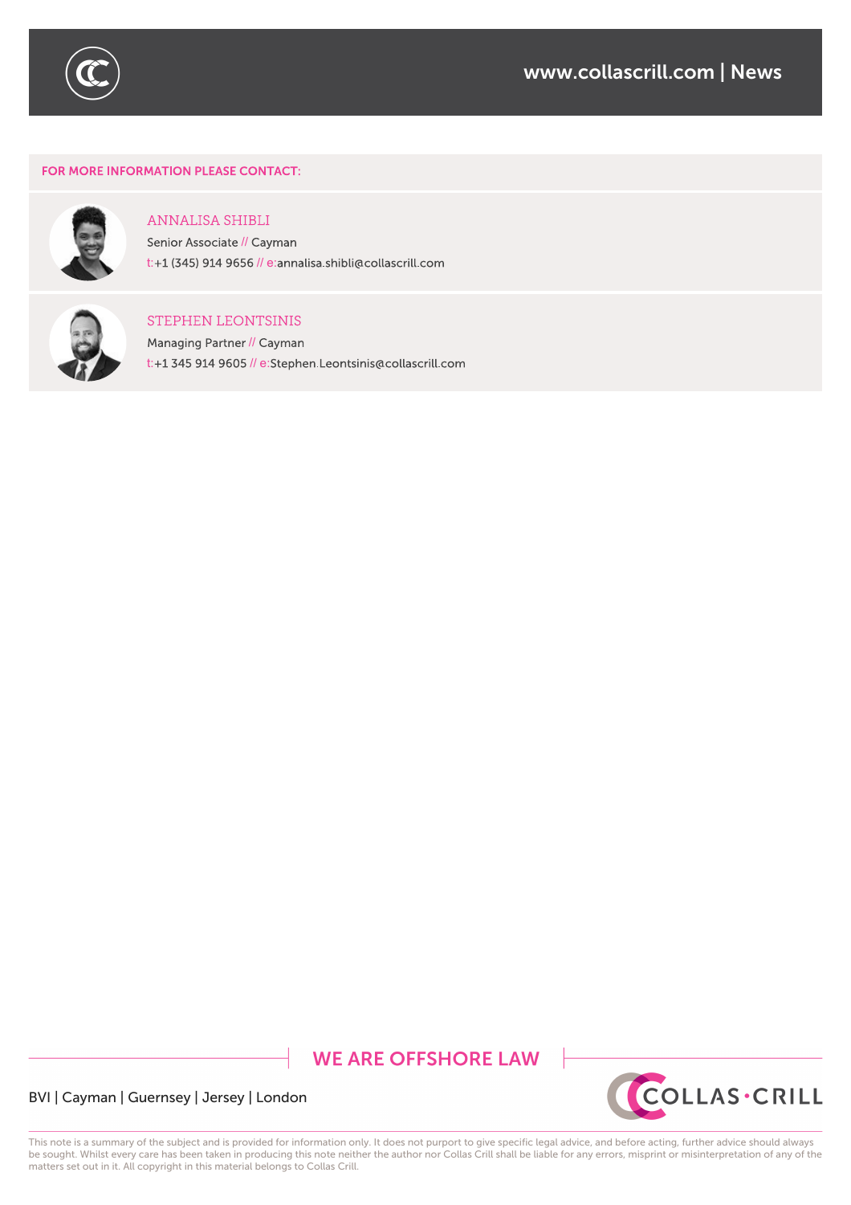FOR MORE INFORMATION PLEASE CONTACT:

ANNALISA SHIBLI
Senior Associate // Cayman
t:+1 (345) 914 9656 // e:annalisa.shibli@collascrill.com

STEPHEN LEONTSINIS
Managing Partner // Cayman
t:+1 345 914 9605 // e:Stephen.Leontsinis@collascrill.com

WE ARE OFFSHORE LAW

BVI | Cayman | Guernsey | Jersey | London

COLLAS·CRILL

This note is a summary of the subject and is provided for information only. It does not purport to give specific legal advice, and before acting, further advice should always be sought. Whilst every care has been taken in producing this note neither the author nor Collas Crill shall be liable for any errors, misprint or misinterpretation of any of the matters set out in it. All copyright in this material belongs to Collas Crill.